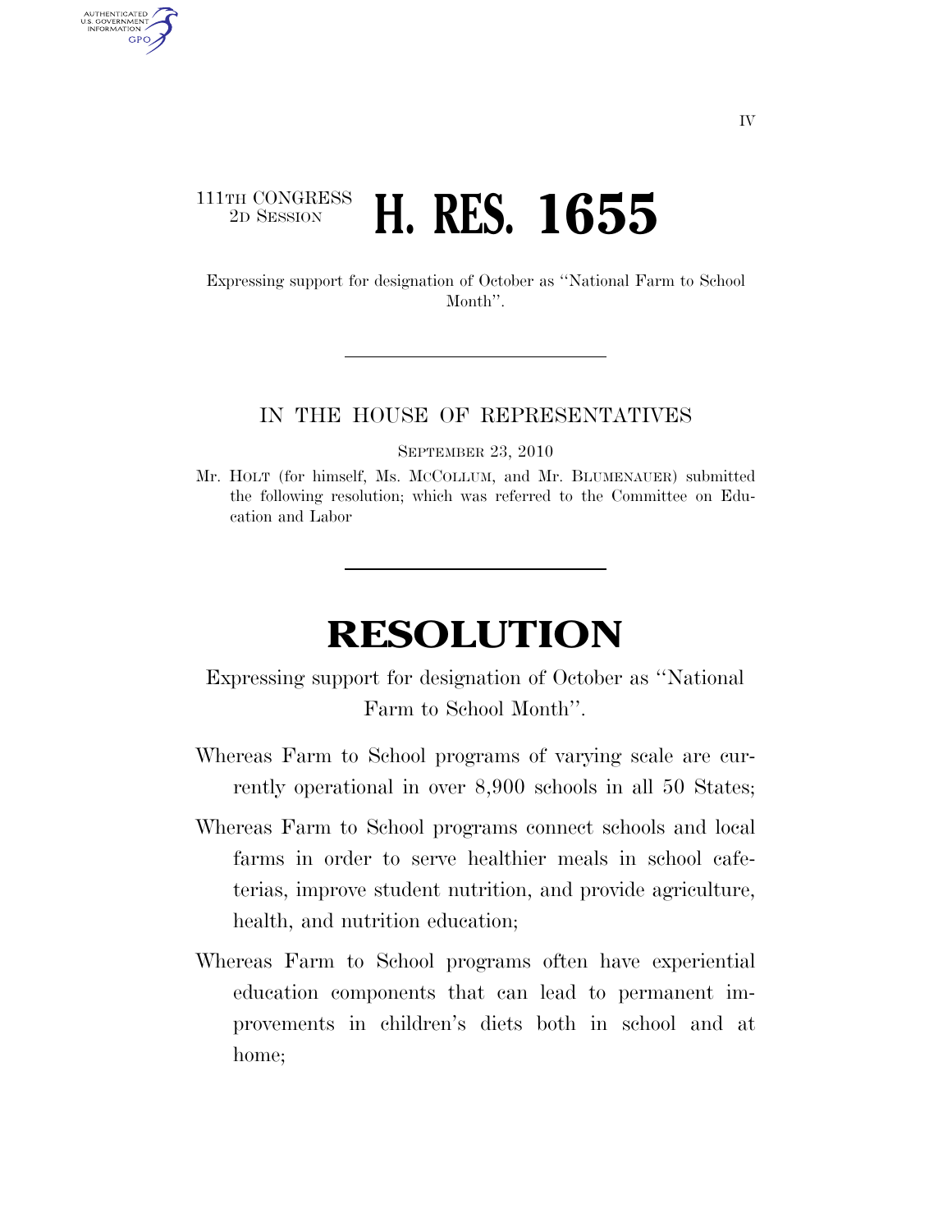111TH CONGRESS
2D SESSION

# H. RES. 1655

Expressing support for designation of October as ''National Farm to School Month''.

IN THE HOUSE OF REPRESENTATIVES

SEPTEMBER 23, 2010

Mr. HOLT (for himself, Ms. MCCOLLUM, and Mr. BLUMENAUER) submitted the following resolution; which was referred to the Committee on Education and Labor

# RESOLUTION

Expressing support for designation of October as ''National Farm to School Month''.

Whereas Farm to School programs of varying scale are currently operational in over 8,900 schools in all 50 States;

Whereas Farm to School programs connect schools and local farms in order to serve healthier meals in school cafeterias, improve student nutrition, and provide agriculture, health, and nutrition education;

Whereas Farm to School programs often have experiential education components that can lead to permanent improvements in children's diets both in school and at home;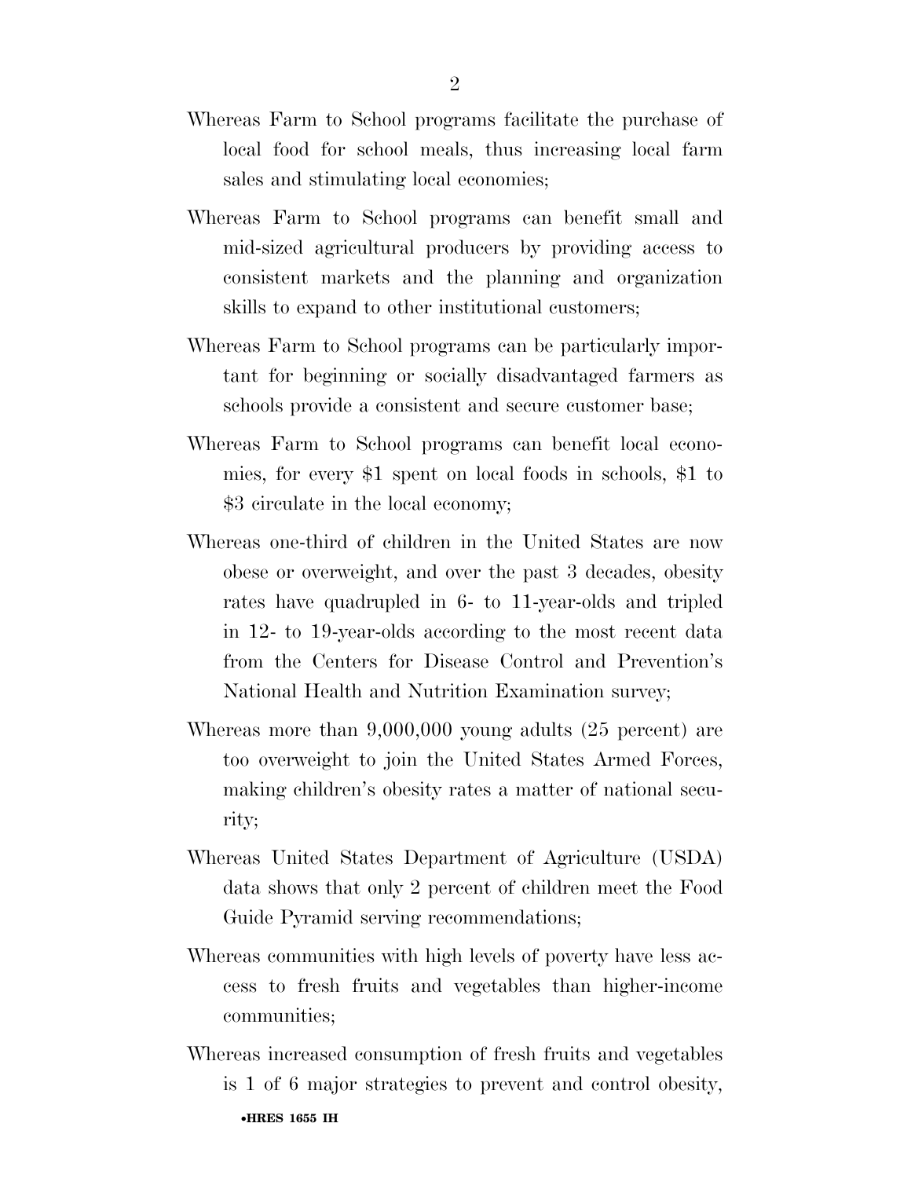Whereas Farm to School programs facilitate the purchase of local food for school meals, thus increasing local farm sales and stimulating local economies;

Whereas Farm to School programs can benefit small and mid-sized agricultural producers by providing access to consistent markets and the planning and organization skills to expand to other institutional customers;

Whereas Farm to School programs can be particularly important for beginning or socially disadvantaged farmers as schools provide a consistent and secure customer base;

Whereas Farm to School programs can benefit local economies, for every $1 spent on local foods in schools, $1 to $3 circulate in the local economy;

Whereas one-third of children in the United States are now obese or overweight, and over the past 3 decades, obesity rates have quadrupled in 6- to 11-year-olds and tripled in 12- to 19-year-olds according to the most recent data from the Centers for Disease Control and Prevention's National Health and Nutrition Examination survey;

Whereas more than 9,000,000 young adults (25 percent) are too overweight to join the United States Armed Forces, making children's obesity rates a matter of national security;

Whereas United States Department of Agriculture (USDA) data shows that only 2 percent of children meet the Food Guide Pyramid serving recommendations;

Whereas communities with high levels of poverty have less access to fresh fruits and vegetables than higher-income communities;

Whereas increased consumption of fresh fruits and vegetables is 1 of 6 major strategies to prevent and control obesity,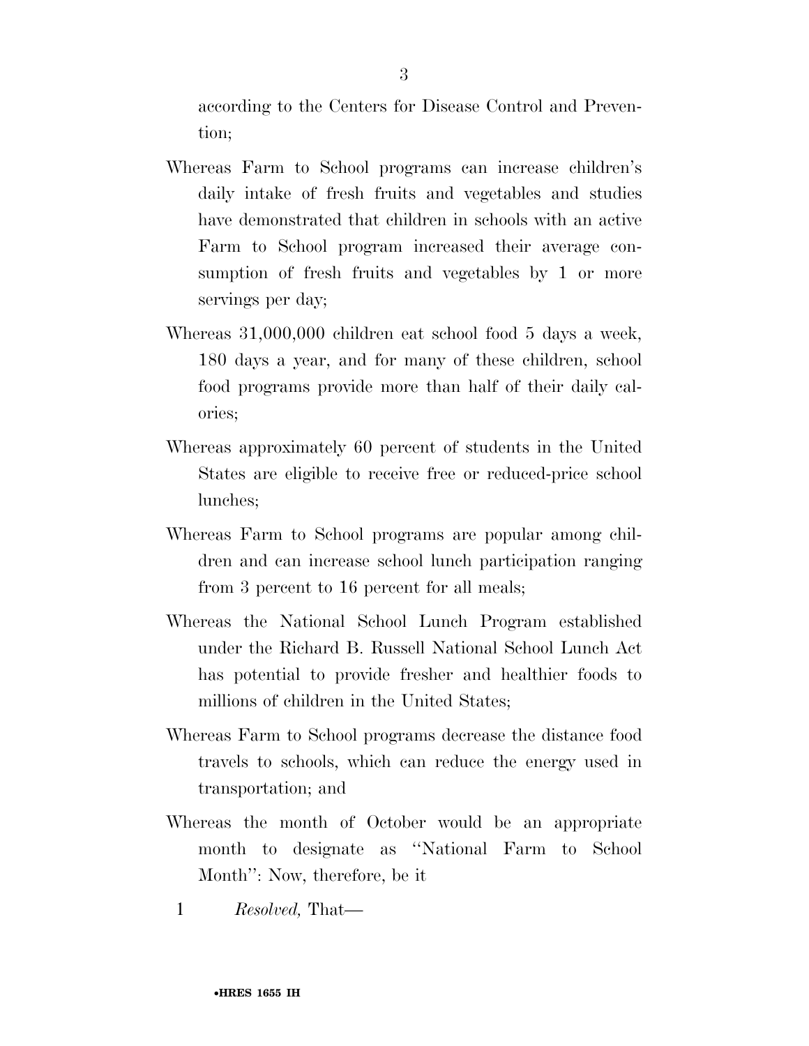according to the Centers for Disease Control and Prevention;

Whereas Farm to School programs can increase children's daily intake of fresh fruits and vegetables and studies have demonstrated that children in schools with an active Farm to School program increased their average consumption of fresh fruits and vegetables by 1 or more servings per day;

Whereas 31,000,000 children eat school food 5 days a week, 180 days a year, and for many of these children, school food programs provide more than half of their daily calories;

Whereas approximately 60 percent of students in the United States are eligible to receive free or reduced-price school lunches;

Whereas Farm to School programs are popular among children and can increase school lunch participation ranging from 3 percent to 16 percent for all meals;

Whereas the National School Lunch Program established under the Richard B. Russell National School Lunch Act has potential to provide fresher and healthier foods to millions of children in the United States;

Whereas Farm to School programs decrease the distance food travels to schools, which can reduce the energy used in transportation; and

Whereas the month of October would be an appropriate month to designate as "National Farm to School Month": Now, therefore, be it

1 *Resolved,* That—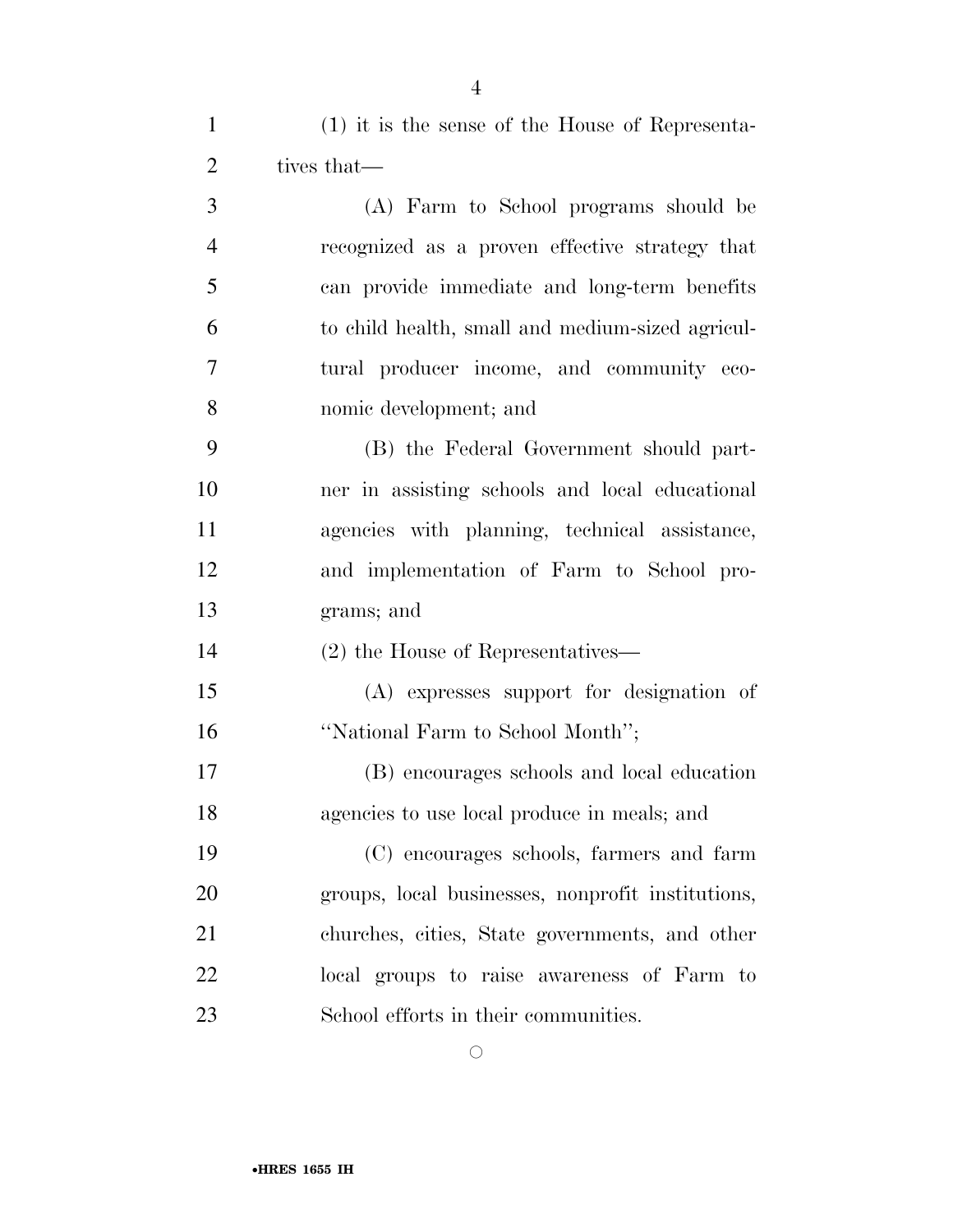(1) it is the sense of the House of Representatives that—

(A) Farm to School programs should be recognized as a proven effective strategy that can provide immediate and long-term benefits to child health, small and medium-sized agricultural producer income, and community economic development; and

(B) the Federal Government should partner in assisting schools and local educational agencies with planning, technical assistance, and implementation of Farm to School programs; and

(2) the House of Representatives—

(A) expresses support for designation of "National Farm to School Month";

(B) encourages schools and local education agencies to use local produce in meals; and

(C) encourages schools, farmers and farm groups, local businesses, nonprofit institutions, churches, cities, State governments, and other local groups to raise awareness of Farm to School efforts in their communities.

○